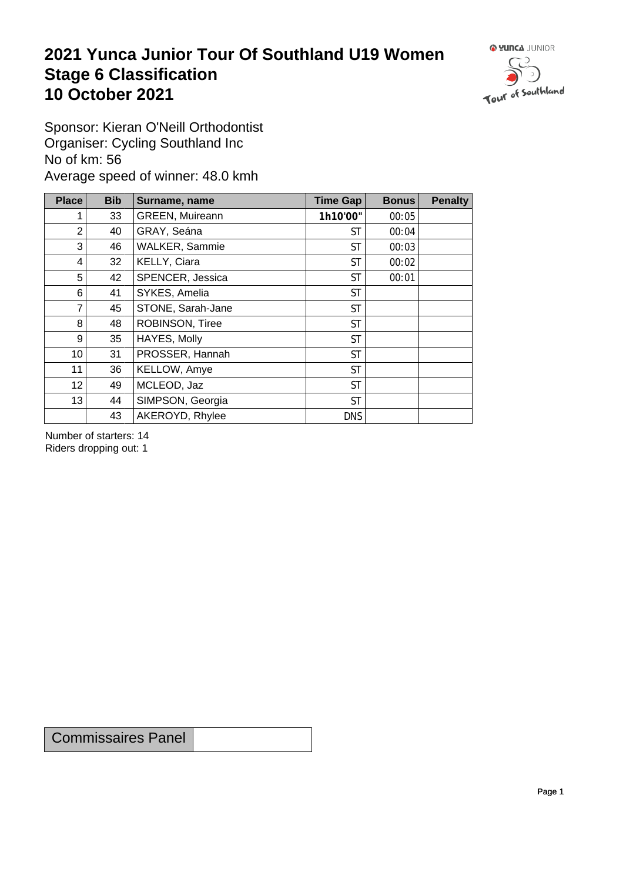# 2021 Yunca Junior Tour Of Southland U19 Women
# Stage 6 Classification
# 10 October 2021

Sponsor: Kieran O'Neill Orthodontist
Organiser: Cycling Southland Inc
No of km: 56
Average speed of winner: 48.0 kmh

| Place | Bib | Surname, name | Time Gap | Bonus | Penalty |
|---|---|---|---|---|---|
| 1 | 33 | GREEN, Muireann | **1h10'00"** | 00:05 | |
| 2 | 40 | GRAY, Seána | ST | 00:04 | |
| 3 | 46 | WALKER, Sammie | ST | 00:03 | |
| 4 | 32 | KELLY, Ciara | ST | 00:02 | |
| 5 | 42 | SPENCER, Jessica | ST | 00:01 | |
| 6 | 41 | SYKES, Amelia | ST | | |
| 7 | 45 | STONE, Sarah-Jane | ST | | |
| 8 | 48 | ROBINSON, Tiree | ST | | |
| 9 | 35 | HAYES, Molly | ST | | |
| 10 | 31 | PROSSER, Hannah | ST | | |
| 11 | 36 | KELLOW, Amye | ST | | |
| 12 | 49 | MCLEOD, Jaz | ST | | |
| 13 | 44 | SIMPSON, Georgia | ST | | |
| | 43 | AKEROYD, Rhylee | DNS | | |

Number of starters: 14
Riders dropping out: 1

| Commissaires Panel | |
|---|---|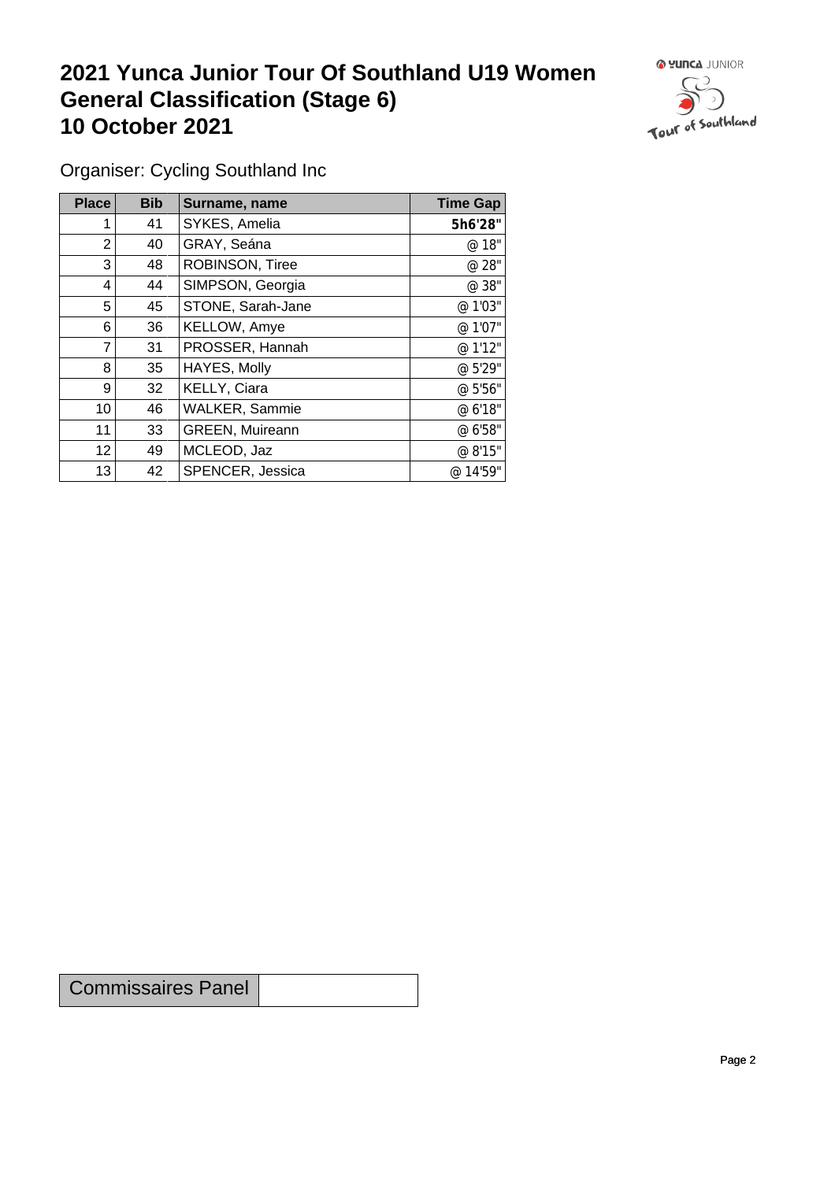# 2021 Yunca Junior Tour Of Southland U19 Women
# General Classification (Stage 6)
# 10 October 2021

Organiser: Cycling Southland Inc

| Place | Bib | Surname, name | Time Gap |
|---|---|---|---|
| 1 | 41 | SYKES, Amelia | **5h6'28"** |
| 2 | 40 | GRAY, Seána | @ 18" |
| 3 | 48 | ROBINSON, Tiree | @ 28" |
| 4 | 44 | SIMPSON, Georgia | @ 38" |
| 5 | 45 | STONE, Sarah-Jane | @ 1'03" |
| 6 | 36 | KELLOW, Amye | @ 1'07" |
| 7 | 31 | PROSSER, Hannah | @ 1'12" |
| 8 | 35 | HAYES, Molly | @ 5'29" |
| 9 | 32 | KELLY, Ciara | @ 5'56" |
| 10 | 46 | WALKER, Sammie | @ 6'18" |
| 11 | 33 | GREEN, Muireann | @ 6'58" |
| 12 | 49 | MCLEOD, Jaz | @ 8'15" |
| 13 | 42 | SPENCER, Jessica | @ 14'59" |

| Commissaires Panel | |
|---|---|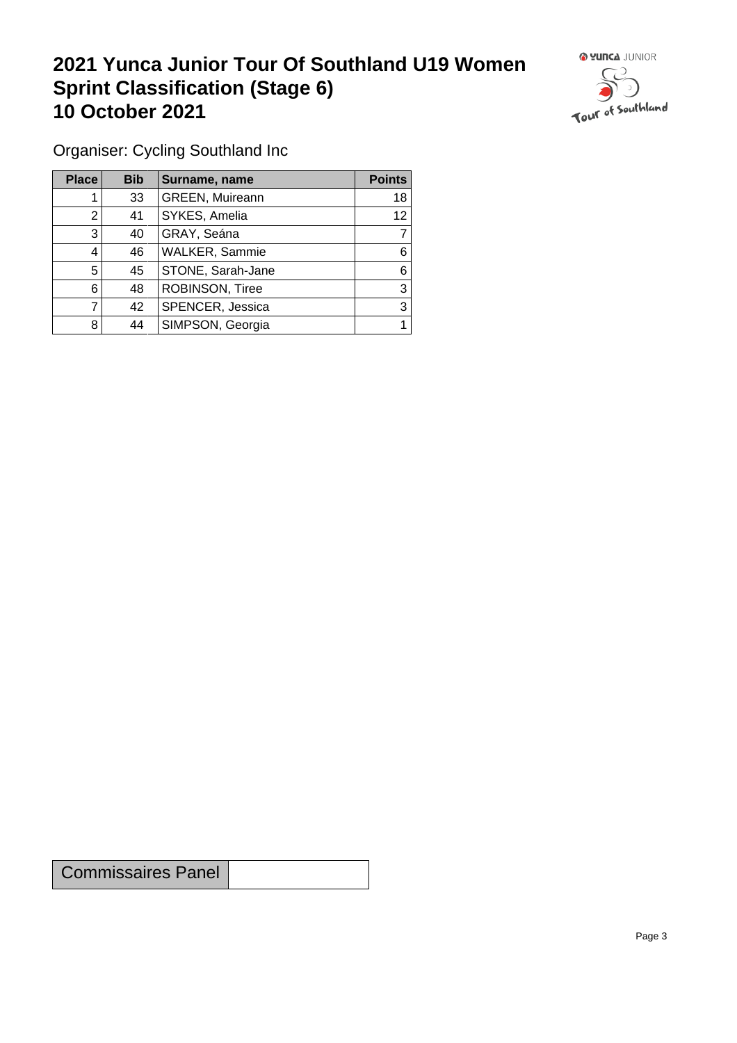# 2021 Yunca Junior Tour Of Southland U19 Women
# Sprint Classification (Stage 6)
# 10 October 2021

Organiser: Cycling Southland Inc

| Place | Bib | Surname, name | Points |
|---|---|---|---|
| 1 | 33 | GREEN, Muireann | 18 |
| 2 | 41 | SYKES, Amelia | 12 |
| 3 | 40 | GRAY, Seána | 7 |
| 4 | 46 | WALKER, Sammie | 6 |
| 5 | 45 | STONE, Sarah-Jane | 6 |
| 6 | 48 | ROBINSON, Tiree | 3 |
| 7 | 42 | SPENCER, Jessica | 3 |
| 8 | 44 | SIMPSON, Georgia | 1 |

| Commissaires Panel | |
|---|---|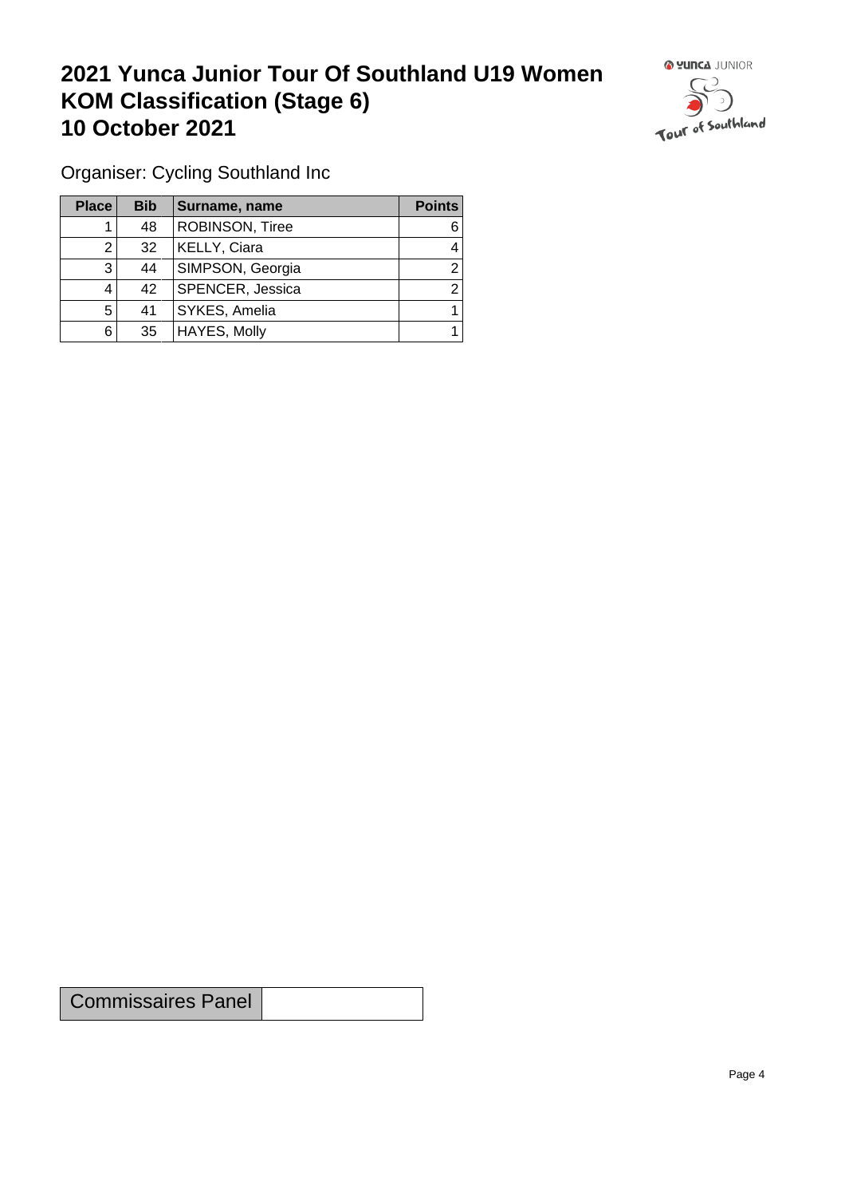# 2021 Yunca Junior Tour Of Southland U19 Women KOM Classification (Stage 6) 10 October 2021

Organiser: Cycling Southland Inc

| Place | Bib | Surname, name | Points |
|---|---|---|---|
| 1 | 48 | ROBINSON, Tiree | 6 |
| 2 | 32 | KELLY, Ciara | 4 |
| 3 | 44 | SIMPSON, Georgia | 2 |
| 4 | 42 | SPENCER, Jessica | 2 |
| 5 | 41 | SYKES, Amelia | 1 |
| 6 | 35 | HAYES, Molly | 1 |

| Commissaires Panel | |
|---|---|